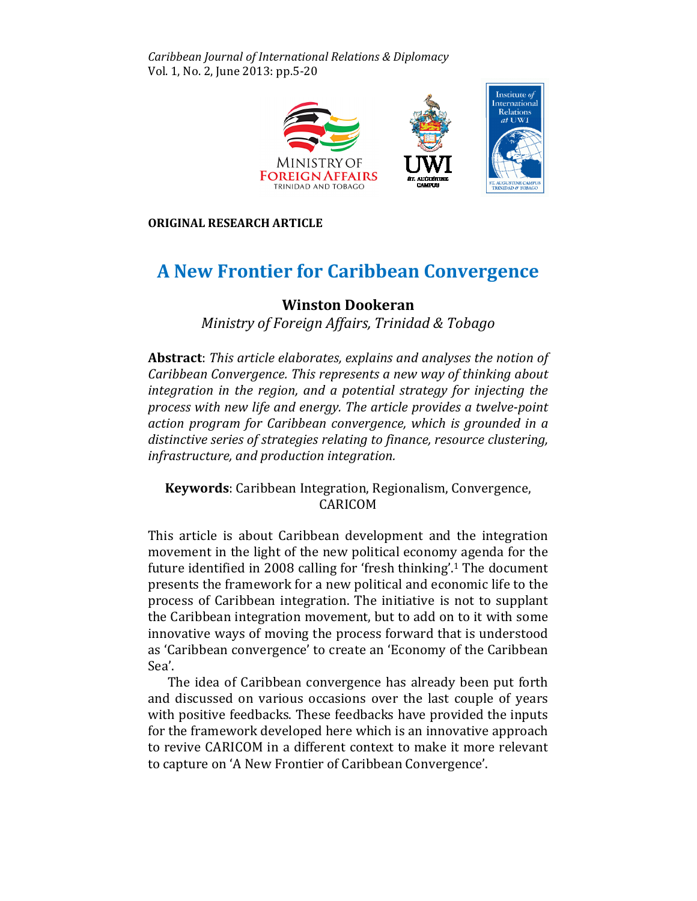*Caribbean Journal of International Relations & Diplomacy*
Vol. 1, No. 2, June 2013: pp.5-20

**ORIGINAL RESEARCH ARTICLE**

# A New Frontier for Caribbean Convergence

**Winston Dookeran**

*Ministry of Foreign Affairs, Trinidad & Tobago*

**Abstract**: *This article elaborates, explains and analyses the notion of Caribbean Convergence. This represents a new way of thinking about integration in the region, and a potential strategy for injecting the process with new life and energy. The article provides a twelve-point action program for Caribbean convergence, which is grounded in a distinctive series of strategies relating to finance, resource clustering, infrastructure, and production integration.*

**Keywords**: Caribbean Integration, Regionalism, Convergence, CARICOM

This article is about Caribbean development and the integration movement in the light of the new political economy agenda for the future identified in 2008 calling for 'fresh thinking'.[1] The document presents the framework for a new political and economic life to the process of Caribbean integration. The initiative is not to supplant the Caribbean integration movement, but to add on to it with some innovative ways of moving the process forward that is understood as 'Caribbean convergence' to create an 'Economy of the Caribbean Sea'.

The idea of Caribbean convergence has already been put forth and discussed on various occasions over the last couple of years with positive feedbacks. These feedbacks have provided the inputs for the framework developed here which is an innovative approach to revive CARICOM in a different context to make it more relevant to capture on 'A New Frontier of Caribbean Convergence'.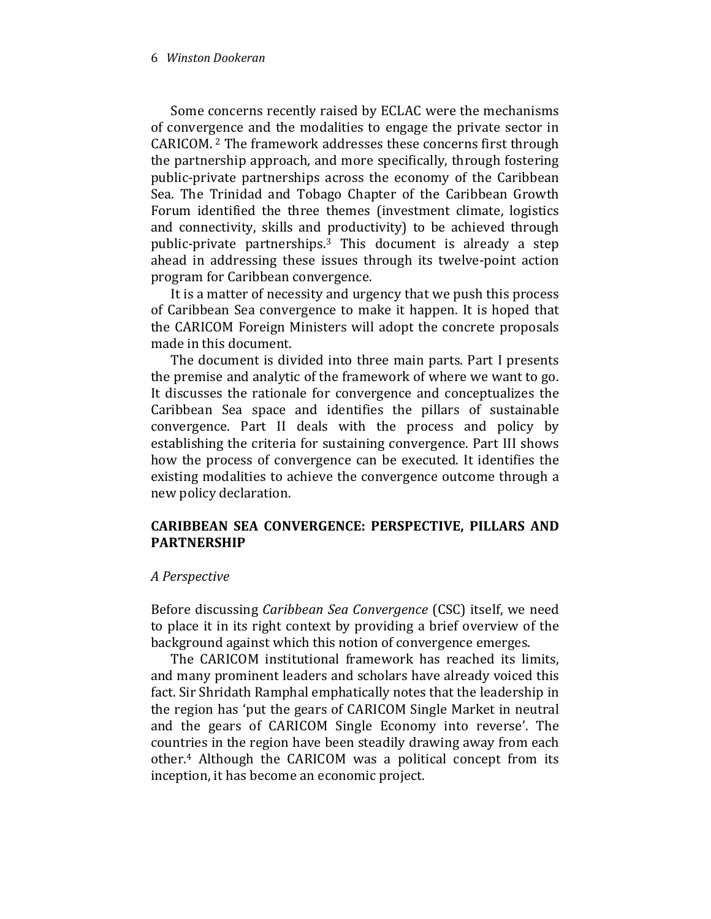Some concerns recently raised by ECLAC were the mechanisms of convergence and the modalities to engage the private sector in CARICOM. [2] The framework addresses these concerns first through the partnership approach, and more specifically, through fostering public-private partnerships across the economy of the Caribbean Sea. The Trinidad and Tobago Chapter of the Caribbean Growth Forum identified the three themes (investment climate, logistics and connectivity, skills and productivity) to be achieved through public-private partnerships.[3] This document is already a step ahead in addressing these issues through its twelve-point action program for Caribbean convergence.

It is a matter of necessity and urgency that we push this process of Caribbean Sea convergence to make it happen. It is hoped that the CARICOM Foreign Ministers will adopt the concrete proposals made in this document.

The document is divided into three main parts. Part I presents the premise and analytic of the framework of where we want to go. It discusses the rationale for convergence and conceptualizes the Caribbean Sea space and identifies the pillars of sustainable convergence. Part II deals with the process and policy by establishing the criteria for sustaining convergence. Part III shows how the process of convergence can be executed. It identifies the existing modalities to achieve the convergence outcome through a new policy declaration.

## CARIBBEAN SEA CONVERGENCE: PERSPECTIVE, PILLARS AND PARTNERSHIP

### *A Perspective*

Before discussing *Caribbean Sea Convergence* (CSC) itself, we need to place it in its right context by providing a brief overview of the background against which this notion of convergence emerges.

The CARICOM institutional framework has reached its limits, and many prominent leaders and scholars have already voiced this fact. Sir Shridath Ramphal emphatically notes that the leadership in the region has 'put the gears of CARICOM Single Market in neutral and the gears of CARICOM Single Economy into reverse'. The countries in the region have been steadily drawing away from each other.[4] Although the CARICOM was a political concept from its inception, it has become an economic project.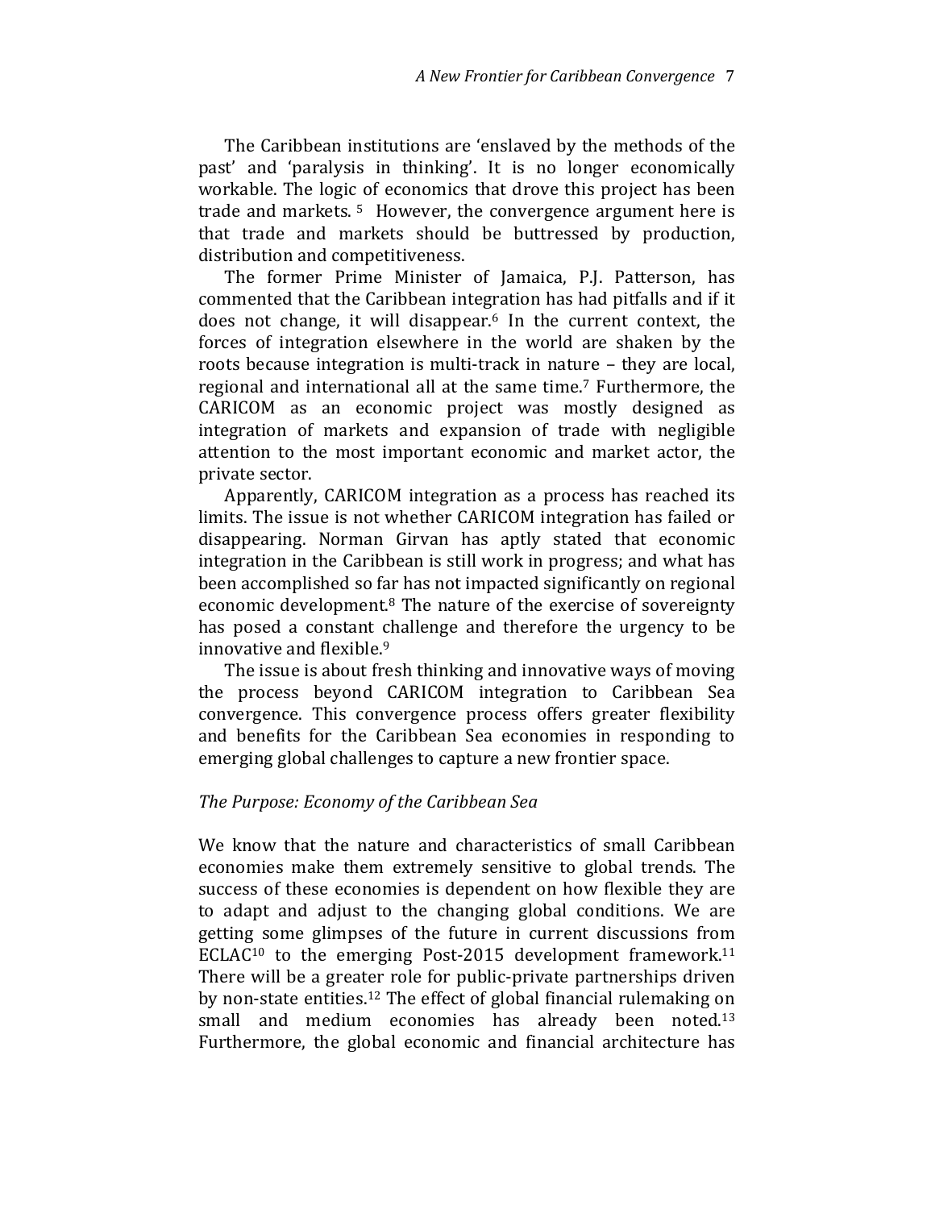The Caribbean institutions are 'enslaved by the methods of the past' and 'paralysis in thinking'. It is no longer economically workable. The logic of economics that drove this project has been trade and markets. [5] However, the convergence argument here is that trade and markets should be buttressed by production, distribution and competitiveness.

The former Prime Minister of Jamaica, P.J. Patterson, has commented that the Caribbean integration has had pitfalls and if it does not change, it will disappear.[6] In the current context, the forces of integration elsewhere in the world are shaken by the roots because integration is multi-track in nature – they are local, regional and international all at the same time.[7] Furthermore, the CARICOM as an economic project was mostly designed as integration of markets and expansion of trade with negligible attention to the most important economic and market actor, the private sector.

Apparently, CARICOM integration as a process has reached its limits. The issue is not whether CARICOM integration has failed or disappearing. Norman Girvan has aptly stated that economic integration in the Caribbean is still work in progress; and what has been accomplished so far has not impacted significantly on regional economic development.[8] The nature of the exercise of sovereignty has posed a constant challenge and therefore the urgency to be innovative and flexible.[9]

The issue is about fresh thinking and innovative ways of moving the process beyond CARICOM integration to Caribbean Sea convergence. This convergence process offers greater flexibility and benefits for the Caribbean Sea economies in responding to emerging global challenges to capture a new frontier space.

### *The Purpose: Economy of the Caribbean Sea*

We know that the nature and characteristics of small Caribbean economies make them extremely sensitive to global trends. The success of these economies is dependent on how flexible they are to adapt and adjust to the changing global conditions. We are getting some glimpses of the future in current discussions from ECLAC[10] to the emerging Post-2015 development framework.[11] There will be a greater role for public-private partnerships driven by non-state entities.[12] The effect of global financial rulemaking on small and medium economies has already been noted.[13] Furthermore, the global economic and financial architecture has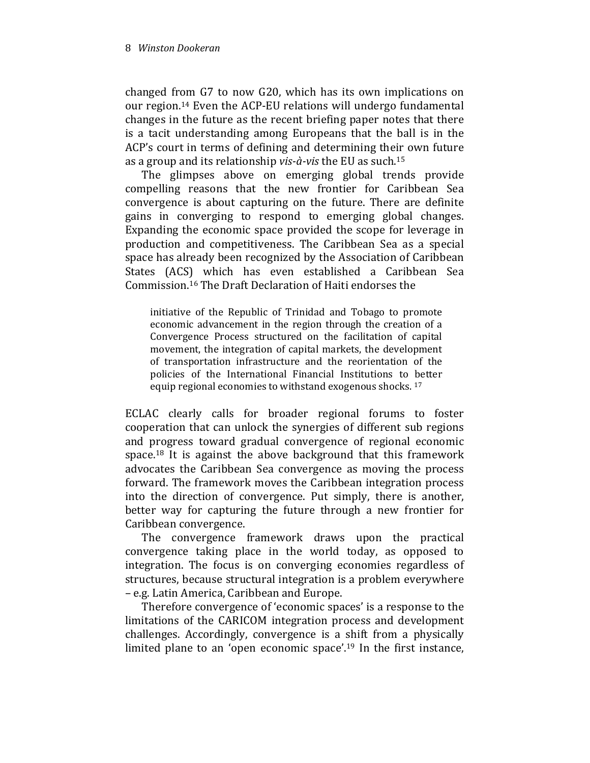changed from G7 to now G20, which has its own implications on our region.[14] Even the ACP-EU relations will undergo fundamental changes in the future as the recent briefing paper notes that there is a tacit understanding among Europeans that the ball is in the ACP's court in terms of defining and determining their own future as a group and its relationship *vis-à-vis* the EU as such.[15]

The glimpses above on emerging global trends provide compelling reasons that the new frontier for Caribbean Sea convergence is about capturing on the future. There are definite gains in converging to respond to emerging global changes. Expanding the economic space provided the scope for leverage in production and competitiveness. The Caribbean Sea as a special space has already been recognized by the Association of Caribbean States (ACS) which has even established a Caribbean Sea Commission.[16] The Draft Declaration of Haiti endorses the

> initiative of the Republic of Trinidad and Tobago to promote economic advancement in the region through the creation of a Convergence Process structured on the facilitation of capital movement, the integration of capital markets, the development of transportation infrastructure and the reorientation of the policies of the International Financial Institutions to better equip regional economies to withstand exogenous shocks. [17]

ECLAC clearly calls for broader regional forums to foster cooperation that can unlock the synergies of different sub regions and progress toward gradual convergence of regional economic space.[18] It is against the above background that this framework advocates the Caribbean Sea convergence as moving the process forward. The framework moves the Caribbean integration process into the direction of convergence. Put simply, there is another, better way for capturing the future through a new frontier for Caribbean convergence.

The convergence framework draws upon the practical convergence taking place in the world today, as opposed to integration. The focus is on converging economies regardless of structures, because structural integration is a problem everywhere – e.g. Latin America, Caribbean and Europe.

Therefore convergence of 'economic spaces' is a response to the limitations of the CARICOM integration process and development challenges. Accordingly, convergence is a shift from a physically limited plane to an 'open economic space'.[19] In the first instance,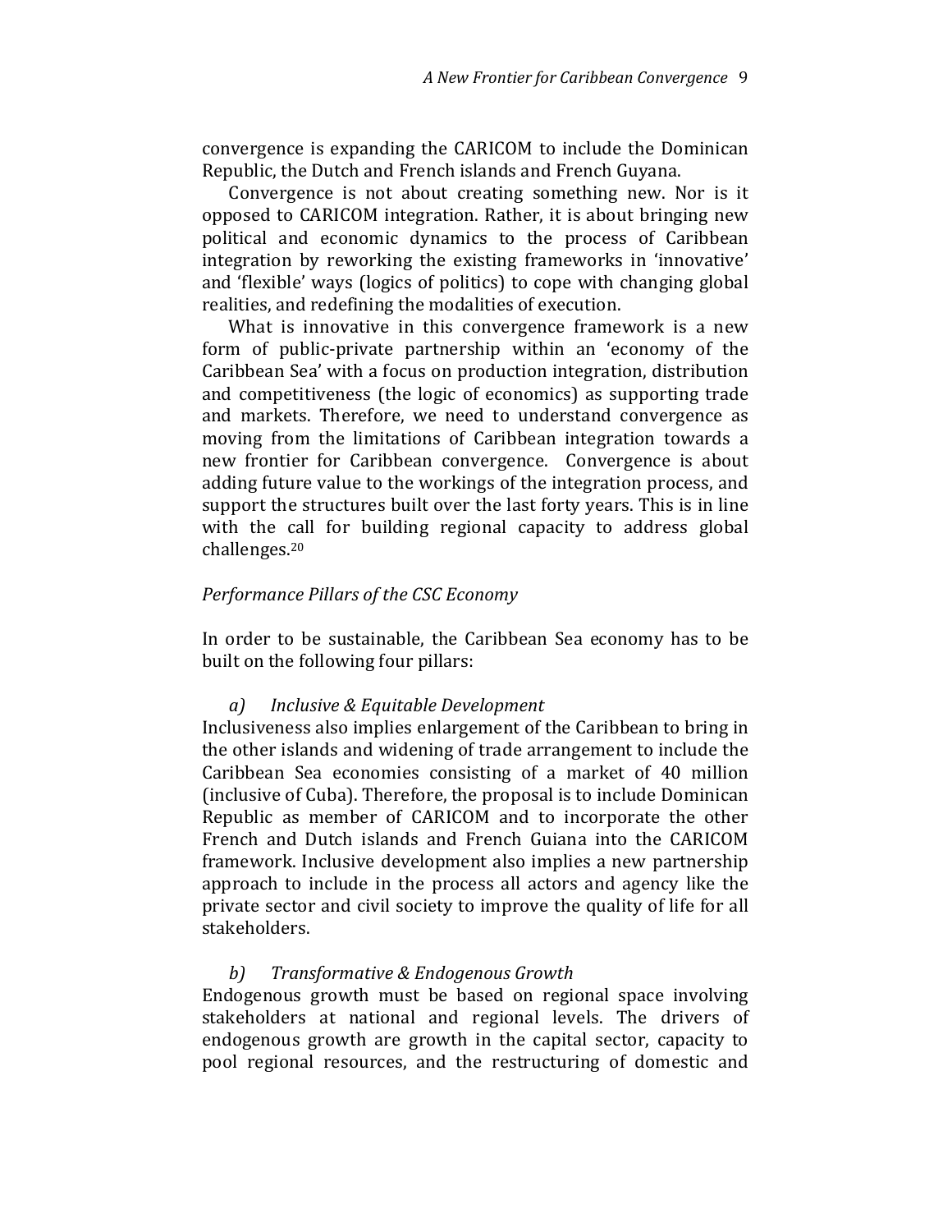convergence is expanding the CARICOM to include the Dominican Republic, the Dutch and French islands and French Guyana.

Convergence is not about creating something new. Nor is it opposed to CARICOM integration. Rather, it is about bringing new political and economic dynamics to the process of Caribbean integration by reworking the existing frameworks in 'innovative' and 'flexible' ways (logics of politics) to cope with changing global realities, and redefining the modalities of execution.

What is innovative in this convergence framework is a new form of public-private partnership within an 'economy of the Caribbean Sea' with a focus on production integration, distribution and competitiveness (the logic of economics) as supporting trade and markets. Therefore, we need to understand convergence as moving from the limitations of Caribbean integration towards a new frontier for Caribbean convergence. Convergence is about adding future value to the workings of the integration process, and support the structures built over the last forty years. This is in line with the call for building regional capacity to address global challenges.[20]

### *Performance Pillars of the CSC Economy*

In order to be sustainable, the Caribbean Sea economy has to be built on the following four pillars:

#### *a) Inclusive & Equitable Development*

Inclusiveness also implies enlargement of the Caribbean to bring in the other islands and widening of trade arrangement to include the Caribbean Sea economies consisting of a market of 40 million (inclusive of Cuba). Therefore, the proposal is to include Dominican Republic as member of CARICOM and to incorporate the other French and Dutch islands and French Guiana into the CARICOM framework. Inclusive development also implies a new partnership approach to include in the process all actors and agency like the private sector and civil society to improve the quality of life for all stakeholders.

#### *b) Transformative & Endogenous Growth*

Endogenous growth must be based on regional space involving stakeholders at national and regional levels. The drivers of endogenous growth are growth in the capital sector, capacity to pool regional resources, and the restructuring of domestic and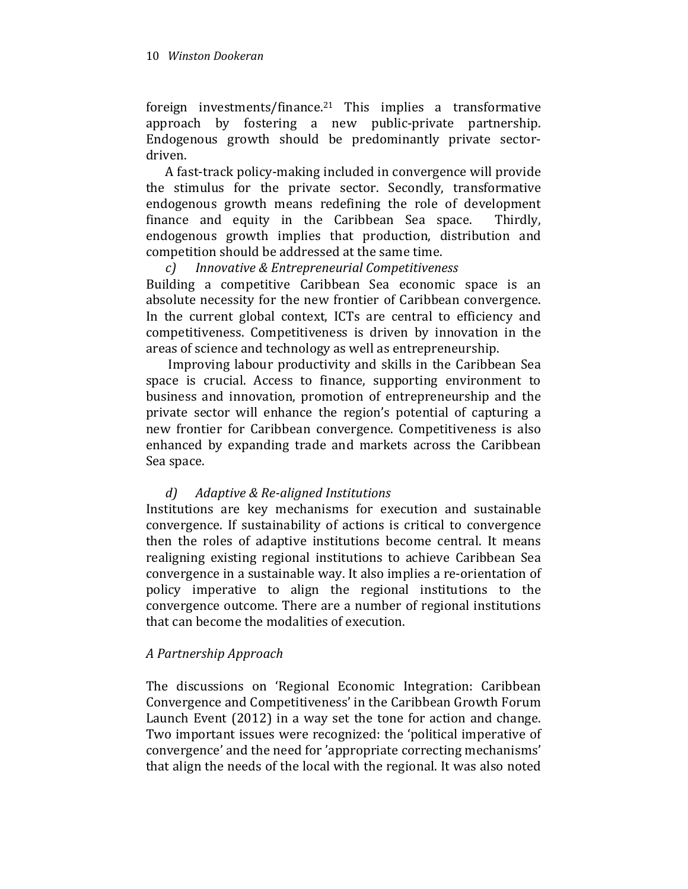foreign investments/finance.[21] This implies a transformative approach by fostering a new public-private partnership. Endogenous growth should be predominantly private sector-driven.

A fast-track policy-making included in convergence will provide the stimulus for the private sector. Secondly, transformative endogenous growth means redefining the role of development finance and equity in the Caribbean Sea space. Thirdly, endogenous growth implies that production, distribution and competition should be addressed at the same time.

*c) Innovative & Entrepreneurial Competitiveness*

Building a competitive Caribbean Sea economic space is an absolute necessity for the new frontier of Caribbean convergence. In the current global context, ICTs are central to efficiency and competitiveness. Competitiveness is driven by innovation in the areas of science and technology as well as entrepreneurship.

Improving labour productivity and skills in the Caribbean Sea space is crucial. Access to finance, supporting environment to business and innovation, promotion of entrepreneurship and the private sector will enhance the region's potential of capturing a new frontier for Caribbean convergence. Competitiveness is also enhanced by expanding trade and markets across the Caribbean Sea space.

*d) Adaptive & Re-aligned Institutions*

Institutions are key mechanisms for execution and sustainable convergence. If sustainability of actions is critical to convergence then the roles of adaptive institutions become central. It means realigning existing regional institutions to achieve Caribbean Sea convergence in a sustainable way. It also implies a re-orientation of policy imperative to align the regional institutions to the convergence outcome. There are a number of regional institutions that can become the modalities of execution.

*A Partnership Approach*

The discussions on 'Regional Economic Integration: Caribbean Convergence and Competitiveness' in the Caribbean Growth Forum Launch Event (2012) in a way set the tone for action and change. Two important issues were recognized: the 'political imperative of convergence' and the need for 'appropriate correcting mechanisms' that align the needs of the local with the regional. It was also noted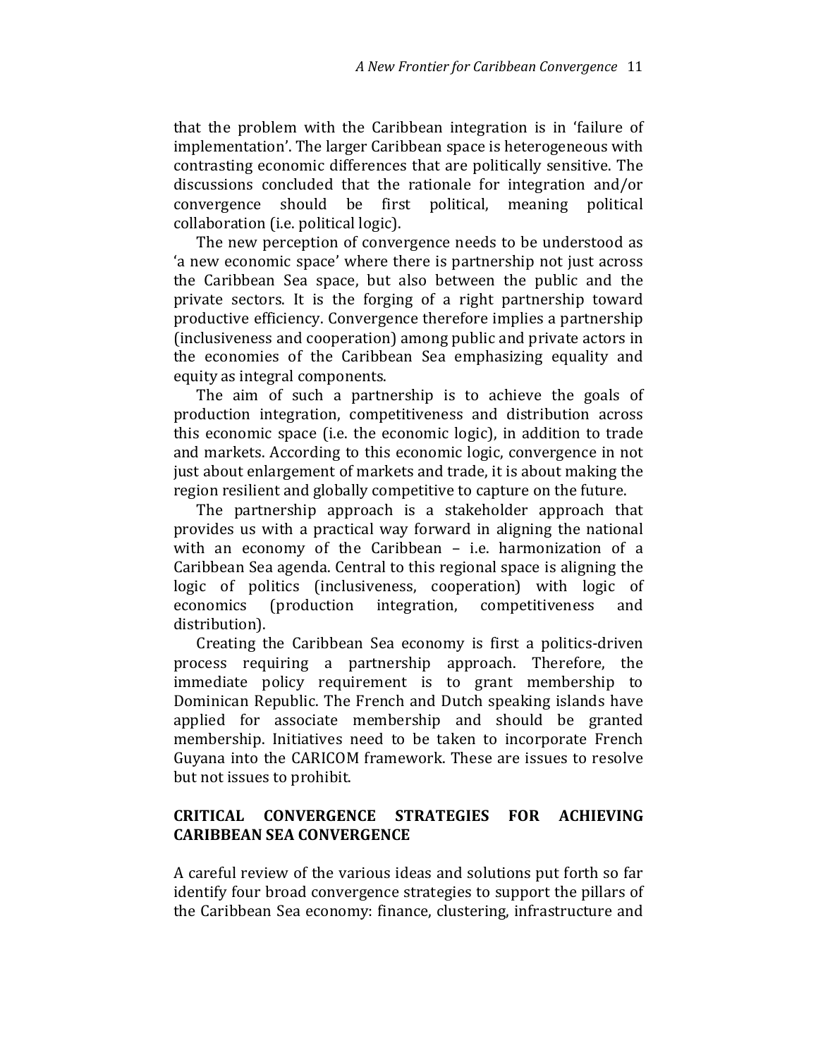that the problem with the Caribbean integration is in 'failure of implementation'. The larger Caribbean space is heterogeneous with contrasting economic differences that are politically sensitive. The discussions concluded that the rationale for integration and/or convergence should be first political, meaning political collaboration (i.e. political logic).

The new perception of convergence needs to be understood as 'a new economic space' where there is partnership not just across the Caribbean Sea space, but also between the public and the private sectors. It is the forging of a right partnership toward productive efficiency. Convergence therefore implies a partnership (inclusiveness and cooperation) among public and private actors in the economies of the Caribbean Sea emphasizing equality and equity as integral components.

The aim of such a partnership is to achieve the goals of production integration, competitiveness and distribution across this economic space (i.e. the economic logic), in addition to trade and markets. According to this economic logic, convergence in not just about enlargement of markets and trade, it is about making the region resilient and globally competitive to capture on the future.

The partnership approach is a stakeholder approach that provides us with a practical way forward in aligning the national with an economy of the Caribbean – i.e. harmonization of a Caribbean Sea agenda. Central to this regional space is aligning the logic of politics (inclusiveness, cooperation) with logic of economics (production integration, competitiveness and distribution).

Creating the Caribbean Sea economy is first a politics-driven process requiring a partnership approach. Therefore, the immediate policy requirement is to grant membership to Dominican Republic. The French and Dutch speaking islands have applied for associate membership and should be granted membership. Initiatives need to be taken to incorporate French Guyana into the CARICOM framework. These are issues to resolve but not issues to prohibit.

## CRITICAL CONVERGENCE STRATEGIES FOR ACHIEVING CARIBBEAN SEA CONVERGENCE

A careful review of the various ideas and solutions put forth so far identify four broad convergence strategies to support the pillars of the Caribbean Sea economy: finance, clustering, infrastructure and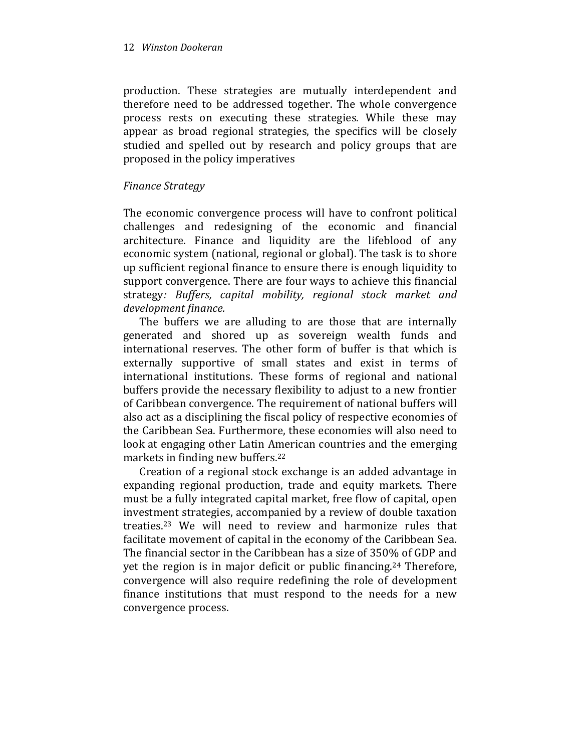production. These strategies are mutually interdependent and therefore need to be addressed together. The whole convergence process rests on executing these strategies. While these may appear as broad regional strategies, the specifics will be closely studied and spelled out by research and policy groups that are proposed in the policy imperatives

*Finance Strategy*

The economic convergence process will have to confront political challenges and redesigning of the economic and financial architecture. Finance and liquidity are the lifeblood of any economic system (national, regional or global). The task is to shore up sufficient regional finance to ensure there is enough liquidity to support convergence. There are four ways to achieve this financial strategy*: Buffers, capital mobility, regional stock market and development finance.*

The buffers we are alluding to are those that are internally generated and shored up as sovereign wealth funds and international reserves. The other form of buffer is that which is externally supportive of small states and exist in terms of international institutions. These forms of regional and national buffers provide the necessary flexibility to adjust to a new frontier of Caribbean convergence. The requirement of national buffers will also act as a disciplining the fiscal policy of respective economies of the Caribbean Sea. Furthermore, these economies will also need to look at engaging other Latin American countries and the emerging markets in finding new buffers.[22]

Creation of a regional stock exchange is an added advantage in expanding regional production, trade and equity markets. There must be a fully integrated capital market, free flow of capital, open investment strategies, accompanied by a review of double taxation treaties.[23] We will need to review and harmonize rules that facilitate movement of capital in the economy of the Caribbean Sea. The financial sector in the Caribbean has a size of 350% of GDP and yet the region is in major deficit or public financing.[24] Therefore, convergence will also require redefining the role of development finance institutions that must respond to the needs for a new convergence process.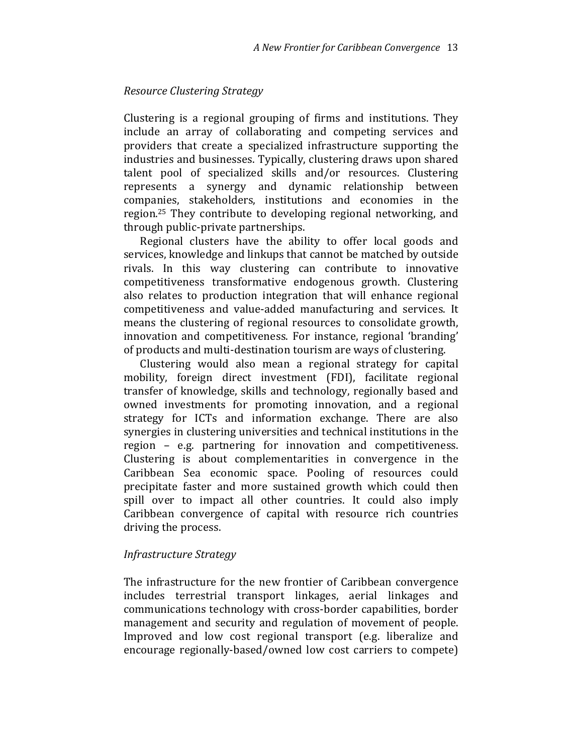*Resource Clustering Strategy*

Clustering is a regional grouping of firms and institutions. They include an array of collaborating and competing services and providers that create a specialized infrastructure supporting the industries and businesses. Typically, clustering draws upon shared talent pool of specialized skills and/or resources. Clustering represents a synergy and dynamic relationship between companies, stakeholders, institutions and economies in the region.[25] They contribute to developing regional networking, and through public-private partnerships.

Regional clusters have the ability to offer local goods and services, knowledge and linkups that cannot be matched by outside rivals. In this way clustering can contribute to innovative competitiveness transformative endogenous growth. Clustering also relates to production integration that will enhance regional competitiveness and value-added manufacturing and services. It means the clustering of regional resources to consolidate growth, innovation and competitiveness. For instance, regional 'branding' of products and multi-destination tourism are ways of clustering.

Clustering would also mean a regional strategy for capital mobility, foreign direct investment (FDI), facilitate regional transfer of knowledge, skills and technology, regionally based and owned investments for promoting innovation, and a regional strategy for ICTs and information exchange. There are also synergies in clustering universities and technical institutions in the region – e.g. partnering for innovation and competitiveness. Clustering is about complementarities in convergence in the Caribbean Sea economic space. Pooling of resources could precipitate faster and more sustained growth which could then spill over to impact all other countries. It could also imply Caribbean convergence of capital with resource rich countries driving the process.

*Infrastructure Strategy*

The infrastructure for the new frontier of Caribbean convergence includes terrestrial transport linkages, aerial linkages and communications technology with cross-border capabilities, border management and security and regulation of movement of people. Improved and low cost regional transport (e.g. liberalize and encourage regionally-based/owned low cost carriers to compete)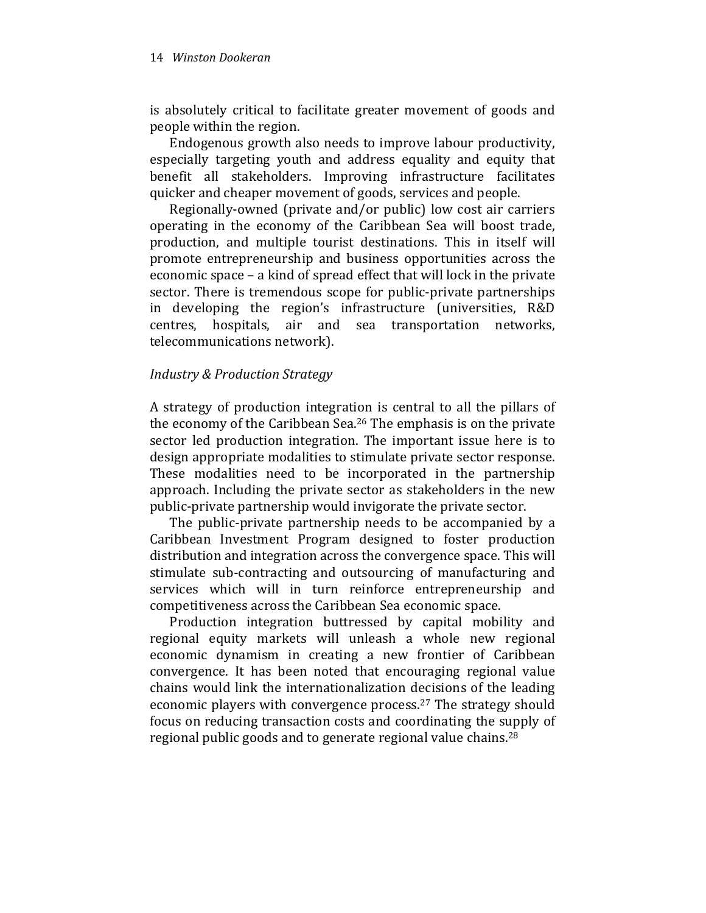is absolutely critical to facilitate greater movement of goods and people within the region.

Endogenous growth also needs to improve labour productivity, especially targeting youth and address equality and equity that benefit all stakeholders. Improving infrastructure facilitates quicker and cheaper movement of goods, services and people.

Regionally-owned (private and/or public) low cost air carriers operating in the economy of the Caribbean Sea will boost trade, production, and multiple tourist destinations. This in itself will promote entrepreneurship and business opportunities across the economic space – a kind of spread effect that will lock in the private sector. There is tremendous scope for public-private partnerships in developing the region's infrastructure (universities, R&D centres, hospitals, air and sea transportation networks, telecommunications network).

*Industry & Production Strategy*

A strategy of production integration is central to all the pillars of the economy of the Caribbean Sea.[26] The emphasis is on the private sector led production integration. The important issue here is to design appropriate modalities to stimulate private sector response. These modalities need to be incorporated in the partnership approach. Including the private sector as stakeholders in the new public-private partnership would invigorate the private sector.

The public-private partnership needs to be accompanied by a Caribbean Investment Program designed to foster production distribution and integration across the convergence space. This will stimulate sub-contracting and outsourcing of manufacturing and services which will in turn reinforce entrepreneurship and competitiveness across the Caribbean Sea economic space.

Production integration buttressed by capital mobility and regional equity markets will unleash a whole new regional economic dynamism in creating a new frontier of Caribbean convergence. It has been noted that encouraging regional value chains would link the internationalization decisions of the leading economic players with convergence process.[27] The strategy should focus on reducing transaction costs and coordinating the supply of regional public goods and to generate regional value chains.[28]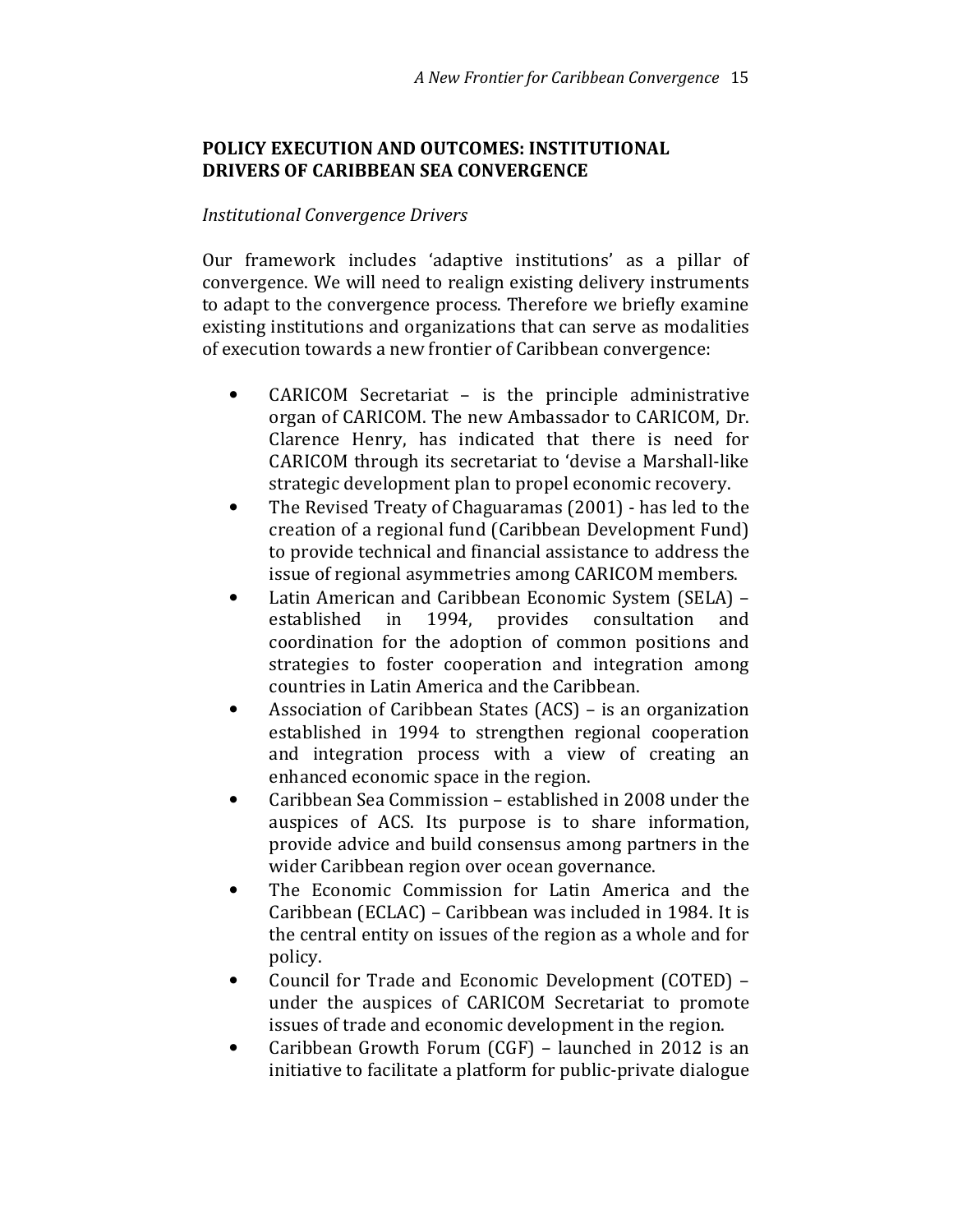## POLICY EXECUTION AND OUTCOMES: INSTITUTIONAL DRIVERS OF CARIBBEAN SEA CONVERGENCE

*Institutional Convergence Drivers*

Our framework includes 'adaptive institutions' as a pillar of convergence. We will need to realign existing delivery instruments to adapt to the convergence process. Therefore we briefly examine existing institutions and organizations that can serve as modalities of execution towards a new frontier of Caribbean convergence:

- CARICOM Secretariat – is the principle administrative organ of CARICOM. The new Ambassador to CARICOM, Dr. Clarence Henry, has indicated that there is need for CARICOM through its secretariat to 'devise a Marshall-like strategic development plan to propel economic recovery.
- The Revised Treaty of Chaguaramas (2001) - has led to the creation of a regional fund (Caribbean Development Fund) to provide technical and financial assistance to address the issue of regional asymmetries among CARICOM members.
- Latin American and Caribbean Economic System (SELA) – established in 1994, provides consultation and coordination for the adoption of common positions and strategies to foster cooperation and integration among countries in Latin America and the Caribbean.
- Association of Caribbean States (ACS) – is an organization established in 1994 to strengthen regional cooperation and integration process with a view of creating an enhanced economic space in the region.
- Caribbean Sea Commission – established in 2008 under the auspices of ACS. Its purpose is to share information, provide advice and build consensus among partners in the wider Caribbean region over ocean governance.
- The Economic Commission for Latin America and the Caribbean (ECLAC) – Caribbean was included in 1984. It is the central entity on issues of the region as a whole and for policy.
- Council for Trade and Economic Development (COTED) – under the auspices of CARICOM Secretariat to promote issues of trade and economic development in the region.
- Caribbean Growth Forum (CGF) – launched in 2012 is an initiative to facilitate a platform for public-private dialogue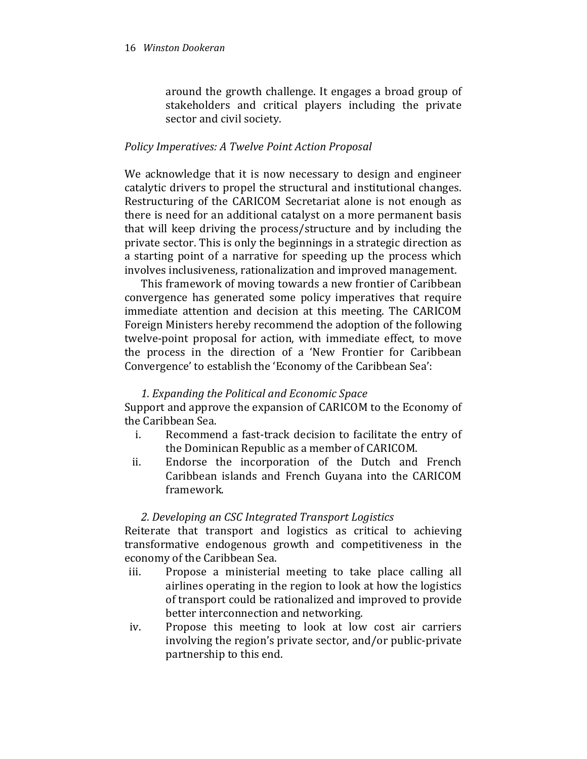around the growth challenge. It engages a broad group of stakeholders and critical players including the private sector and civil society.

*Policy Imperatives: A Twelve Point Action Proposal*

We acknowledge that it is now necessary to design and engineer catalytic drivers to propel the structural and institutional changes. Restructuring of the CARICOM Secretariat alone is not enough as there is need for an additional catalyst on a more permanent basis that will keep driving the process/structure and by including the private sector. This is only the beginnings in a strategic direction as a starting point of a narrative for speeding up the process which involves inclusiveness, rationalization and improved management.

This framework of moving towards a new frontier of Caribbean convergence has generated some policy imperatives that require immediate attention and decision at this meeting. The CARICOM Foreign Ministers hereby recommend the adoption of the following twelve-point proposal for action, with immediate effect, to move the process in the direction of a 'New Frontier for Caribbean Convergence' to establish the 'Economy of the Caribbean Sea':

*1. Expanding the Political and Economic Space*

Support and approve the expansion of CARICOM to the Economy of the Caribbean Sea.

i. Recommend a fast-track decision to facilitate the entry of the Dominican Republic as a member of CARICOM.

ii. Endorse the incorporation of the Dutch and French Caribbean islands and French Guyana into the CARICOM framework.

*2. Developing an CSC Integrated Transport Logistics*

Reiterate that transport and logistics as critical to achieving transformative endogenous growth and competitiveness in the economy of the Caribbean Sea.

iii. Propose a ministerial meeting to take place calling all airlines operating in the region to look at how the logistics of transport could be rationalized and improved to provide better interconnection and networking.

iv. Propose this meeting to look at low cost air carriers involving the region's private sector, and/or public-private partnership to this end.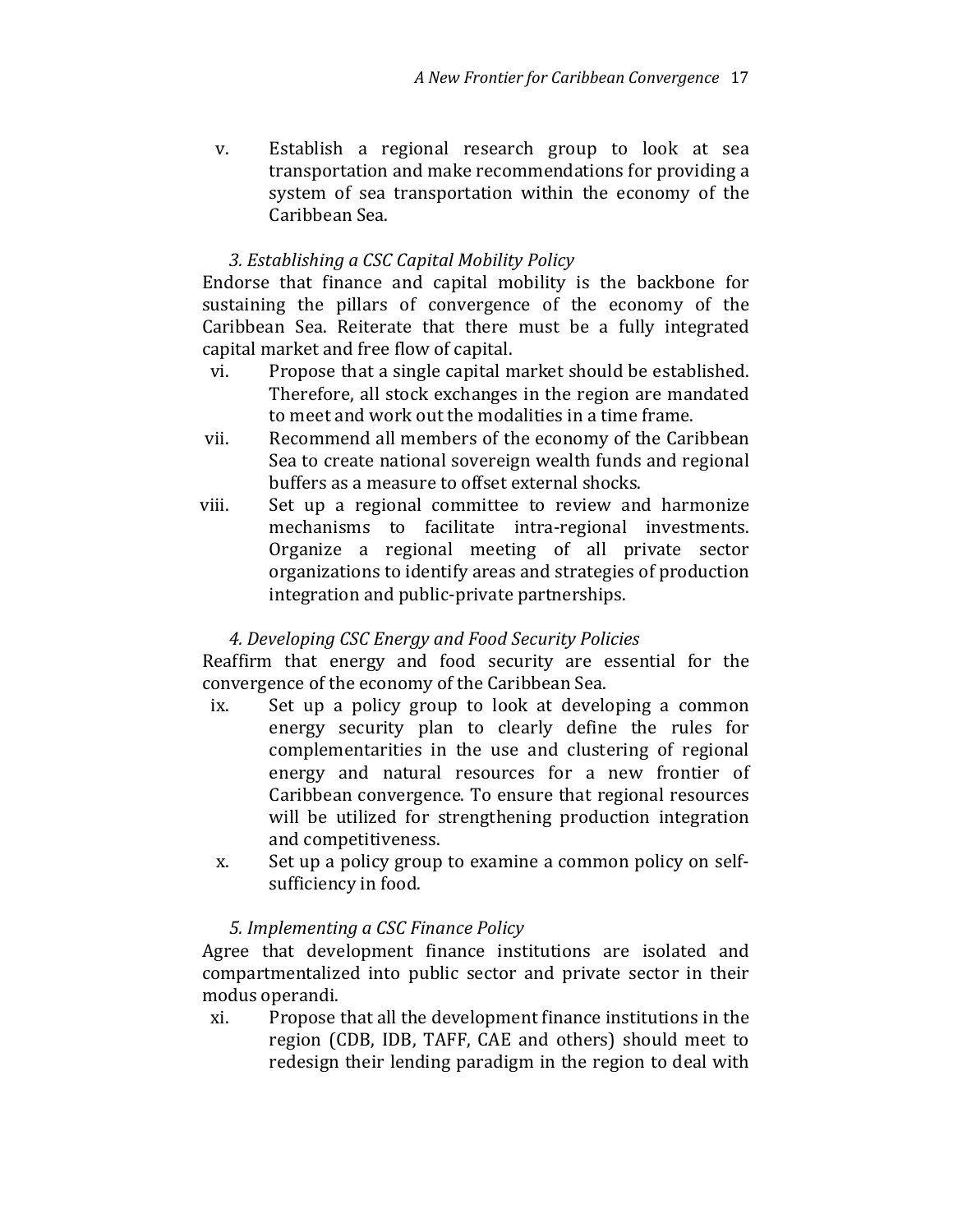v. Establish a regional research group to look at sea transportation and make recommendations for providing a system of sea transportation within the economy of the Caribbean Sea.

*3. Establishing a CSC Capital Mobility Policy*

Endorse that finance and capital mobility is the backbone for sustaining the pillars of convergence of the economy of the Caribbean Sea. Reiterate that there must be a fully integrated capital market and free flow of capital.

vi. Propose that a single capital market should be established. Therefore, all stock exchanges in the region are mandated to meet and work out the modalities in a time frame.

vii. Recommend all members of the economy of the Caribbean Sea to create national sovereign wealth funds and regional buffers as a measure to offset external shocks.

viii. Set up a regional committee to review and harmonize mechanisms to facilitate intra-regional investments. Organize a regional meeting of all private sector organizations to identify areas and strategies of production integration and public-private partnerships.

*4. Developing CSC Energy and Food Security Policies*

Reaffirm that energy and food security are essential for the convergence of the economy of the Caribbean Sea.

ix. Set up a policy group to look at developing a common energy security plan to clearly define the rules for complementarities in the use and clustering of regional energy and natural resources for a new frontier of Caribbean convergence. To ensure that regional resources will be utilized for strengthening production integration and competitiveness.

x. Set up a policy group to examine a common policy on self-sufficiency in food.

*5. Implementing a CSC Finance Policy*

Agree that development finance institutions are isolated and compartmentalized into public sector and private sector in their modus operandi.

xi. Propose that all the development finance institutions in the region (CDB, IDB, TAFF, CAE and others) should meet to redesign their lending paradigm in the region to deal with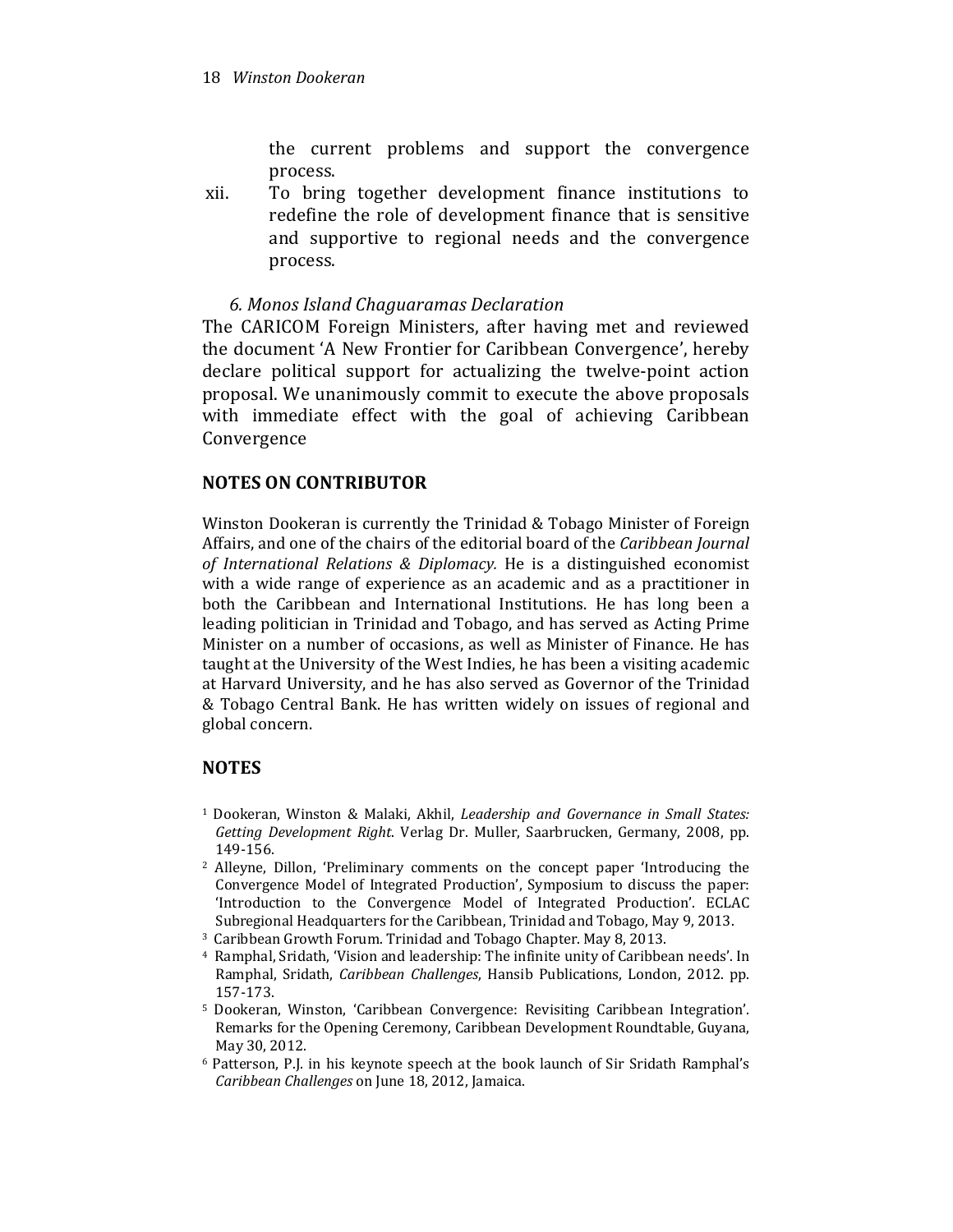the current problems and support the convergence process.

xii. To bring together development finance institutions to redefine the role of development finance that is sensitive and supportive to regional needs and the convergence process.

*6. Monos Island Chaguaramas Declaration*

The CARICOM Foreign Ministers, after having met and reviewed the document 'A New Frontier for Caribbean Convergence', hereby declare political support for actualizing the twelve-point action proposal. We unanimously commit to execute the above proposals with immediate effect with the goal of achieving Caribbean Convergence

## NOTES ON CONTRIBUTOR

Winston Dookeran is currently the Trinidad & Tobago Minister of Foreign Affairs, and one of the chairs of the editorial board of the *Caribbean Journal of International Relations & Diplomacy.* He is a distinguished economist with a wide range of experience as an academic and as a practitioner in both the Caribbean and International Institutions. He has long been a leading politician in Trinidad and Tobago, and has served as Acting Prime Minister on a number of occasions, as well as Minister of Finance. He has taught at the University of the West Indies, he has been a visiting academic at Harvard University, and he has also served as Governor of the Trinidad & Tobago Central Bank. He has written widely on issues of regional and global concern.

## NOTES

[1] Dookeran, Winston & Malaki, Akhil, *Leadership and Governance in Small States: Getting Development Right*. Verlag Dr. Muller, Saarbrucken, Germany, 2008, pp. 149-156.

[2] Alleyne, Dillon, 'Preliminary comments on the concept paper 'Introducing the Convergence Model of Integrated Production', Symposium to discuss the paper: 'Introduction to the Convergence Model of Integrated Production'. ECLAC Subregional Headquarters for the Caribbean, Trinidad and Tobago, May 9, 2013.

[3] Caribbean Growth Forum. Trinidad and Tobago Chapter. May 8, 2013.

[4] Ramphal, Sridath, 'Vision and leadership: The infinite unity of Caribbean needs'. In Ramphal, Sridath, *Caribbean Challenges*, Hansib Publications, London, 2012. pp. 157-173.

[5] Dookeran, Winston, 'Caribbean Convergence: Revisiting Caribbean Integration'. Remarks for the Opening Ceremony, Caribbean Development Roundtable, Guyana, May 30, 2012.

[6] Patterson, P.J. in his keynote speech at the book launch of Sir Sridath Ramphal's *Caribbean Challenges* on June 18, 2012, Jamaica.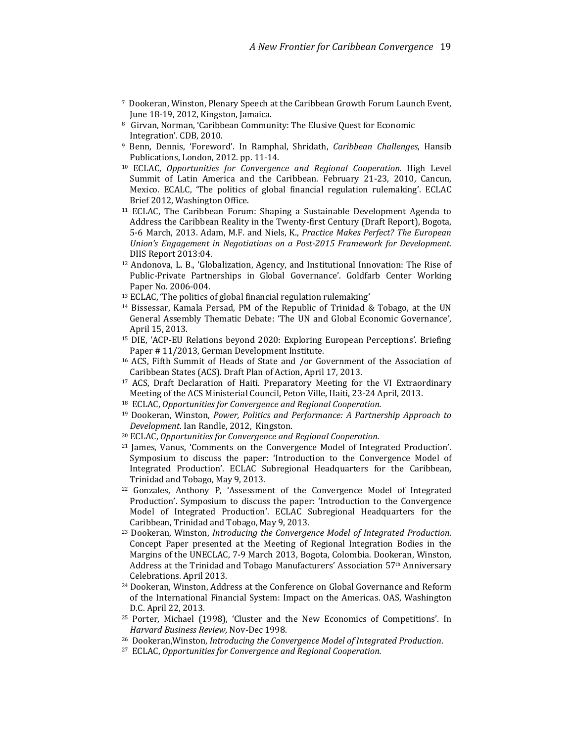[7] Dookeran, Winston, Plenary Speech at the Caribbean Growth Forum Launch Event, June 18-19, 2012, Kingston, Jamaica.

[8] Girvan, Norman, 'Caribbean Community: The Elusive Quest for Economic Integration'. CDB, 2010.

[9] Benn, Dennis, 'Foreword'. In Ramphal, Shridath, *Caribbean Challenges*, Hansib Publications, London, 2012. pp. 11-14.

[10] ECLAC, *Opportunities for Convergence and Regional Cooperation*. High Level Summit of Latin America and the Caribbean. February 21-23, 2010, Cancun, Mexico. ECALC, 'The politics of global financial regulation rulemaking'. ECLAC Brief 2012, Washington Office.

[11] ECLAC, The Caribbean Forum: Shaping a Sustainable Development Agenda to Address the Caribbean Reality in the Twenty-first Century (Draft Report), Bogota, 5-6 March, 2013. Adam, M.F. and Niels, K., *Practice Makes Perfect? The European Union's Engagement in Negotiations on a Post-2015 Framework for Development*. DIIS Report 2013:04.

[12] Andonova, L. B., 'Globalization, Agency, and Institutional Innovation: The Rise of Public-Private Partnerships in Global Governance'. Goldfarb Center Working Paper No. 2006-004.

[13] ECLAC, 'The politics of global financial regulation rulemaking'

[14] Bissessar, Kamala Persad, PM of the Republic of Trinidad & Tobago, at the UN General Assembly Thematic Debate: 'The UN and Global Economic Governance', April 15, 2013.

[15] DIE, 'ACP-EU Relations beyond 2020: Exploring European Perceptions'. Briefing Paper # 11/2013, German Development Institute.

[16] ACS, Fifth Summit of Heads of State and /or Government of the Association of Caribbean States (ACS). Draft Plan of Action, April 17, 2013.

[17] ACS, Draft Declaration of Haiti. Preparatory Meeting for the VI Extraordinary Meeting of the ACS Ministerial Council, Peton Ville, Haiti, 23-24 April, 2013.

[18] ECLAC, *Opportunities for Convergence and Regional Cooperation.*

[19] Dookeran, Winston, *Power, Politics and Performance: A Partnership Approach to Development*. Ian Randle, 2012, Kingston.

[20] ECLAC, *Opportunities for Convergence and Regional Cooperation.*

[21] James, Vanus, 'Comments on the Convergence Model of Integrated Production'. Symposium to discuss the paper: 'Introduction to the Convergence Model of Integrated Production'. ECLAC Subregional Headquarters for the Caribbean, Trinidad and Tobago, May 9, 2013.

[22] Gonzales, Anthony P, 'Assessment of the Convergence Model of Integrated Production'. Symposium to discuss the paper: 'Introduction to the Convergence Model of Integrated Production'. ECLAC Subregional Headquarters for the Caribbean, Trinidad and Tobago, May 9, 2013.

[23] Dookeran, Winston, *Introducing the Convergence Model of Integrated Production*. Concept Paper presented at the Meeting of Regional Integration Bodies in the Margins of the UNECLAC, 7-9 March 2013, Bogota, Colombia. Dookeran, Winston, Address at the Trinidad and Tobago Manufacturers' Association 57th Anniversary Celebrations. April 2013.

[24] Dookeran, Winston, Address at the Conference on Global Governance and Reform of the International Financial System: Impact on the Americas. OAS, Washington D.C. April 22, 2013.

[25] Porter, Michael (1998), 'Cluster and the New Economics of Competitions'. In *Harvard Business Review,* Nov-Dec 1998.

[26] Dookeran,Winston, *Introducing the Convergence Model of Integrated Production*.

[27] ECLAC, *Opportunities for Convergence and Regional Cooperation.*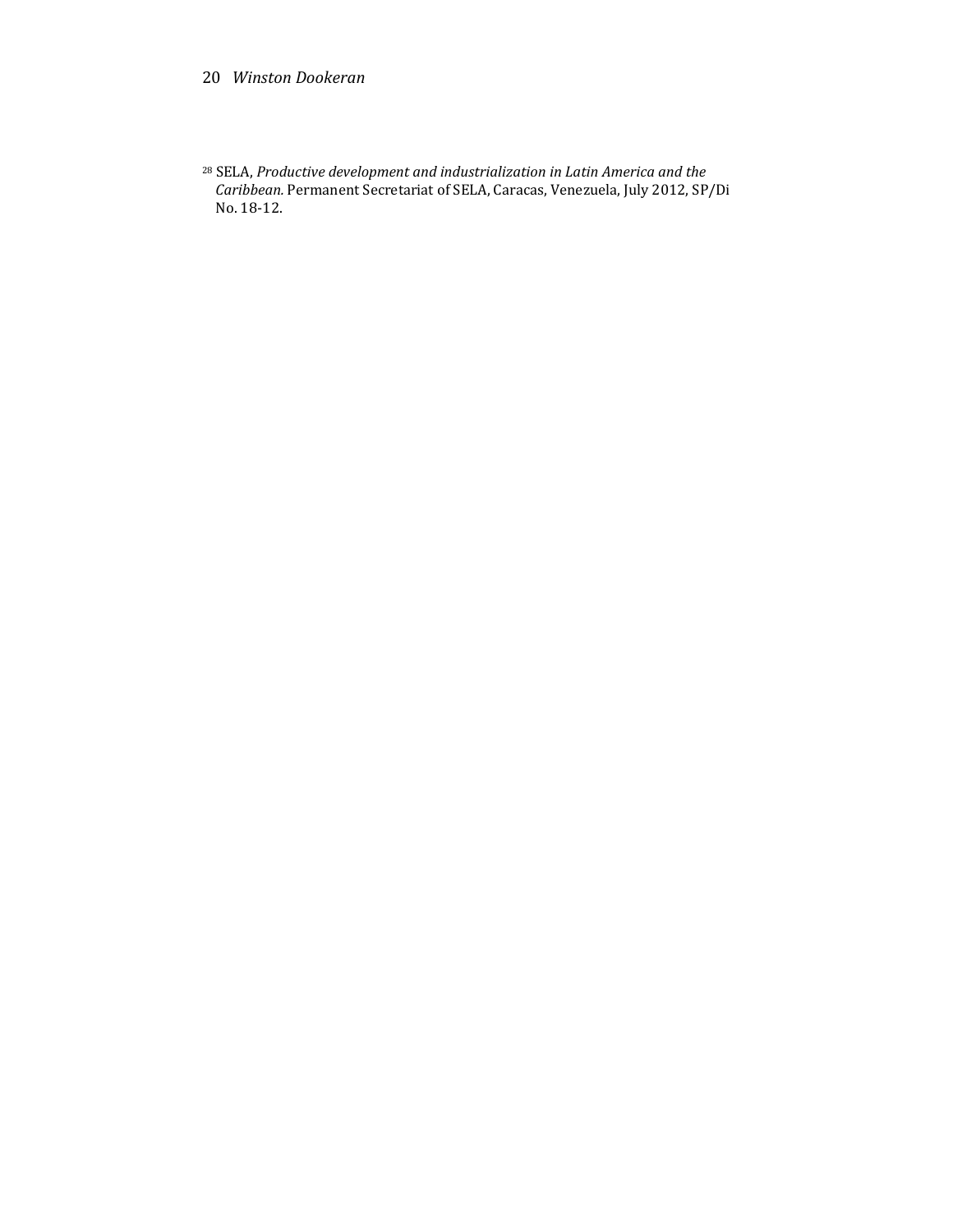[28] SELA, *Productive development and industrialization in Latin America and the Caribbean.* Permanent Secretariat of SELA, Caracas, Venezuela, July 2012, SP/Di No. 18-12.